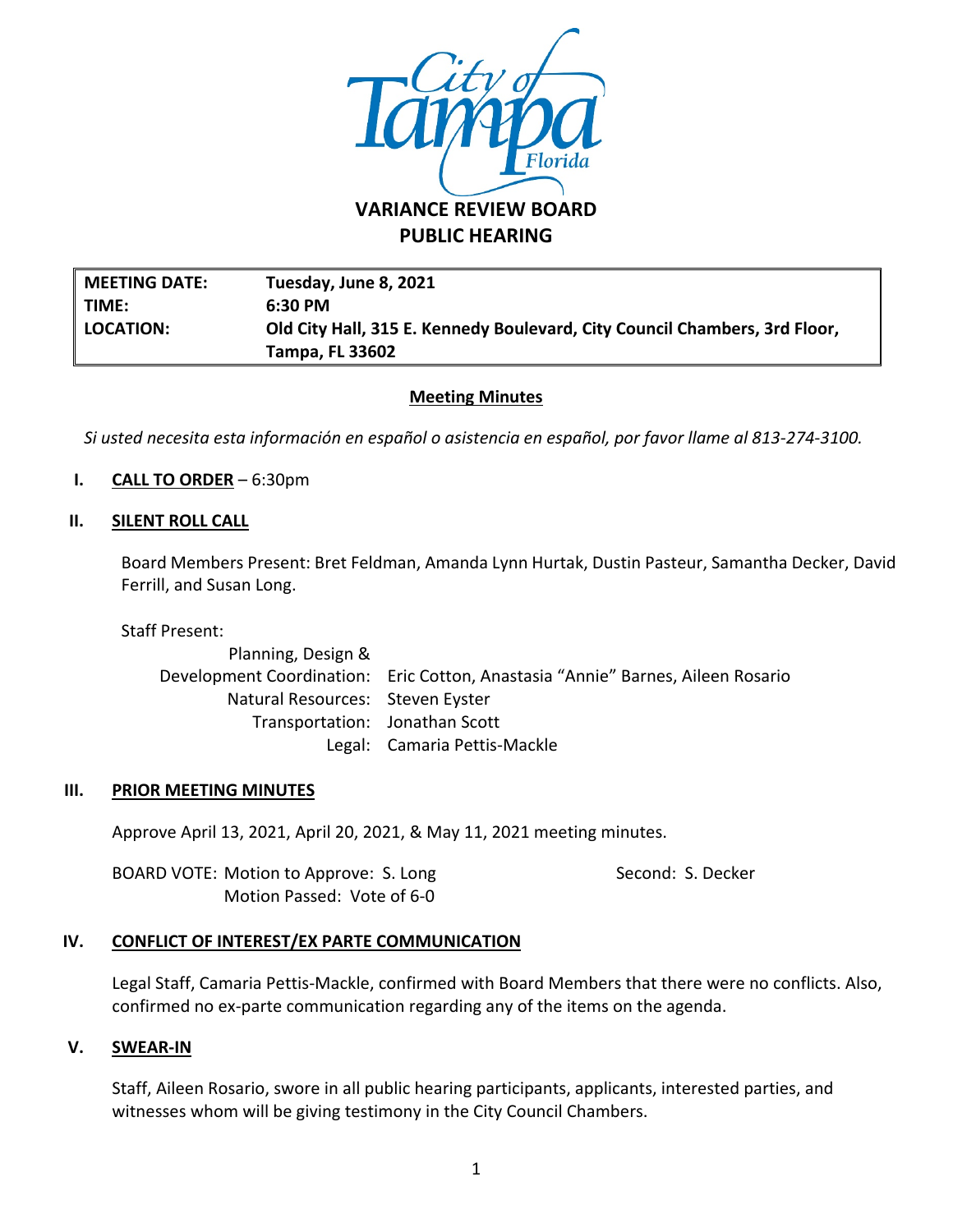# VARIANCE REVIEW BOARD
# PUBLIC HEARING

| | |
|---|---|
| **MEETING DATE:** | **Tuesday, June 8, 2021** |
| **TIME:** | **6:30 PM** |
| **LOCATION:** | **Old City Hall, 315 E. Kennedy Boulevard, City Council Chambers, 3rd Floor, Tampa, FL 33602** |

## Meeting Minutes

*Si usted necesita esta información en español o asistencia en español, por favor llame al 813-274-3100.*

**I. CALL TO ORDER** – 6:30pm

**II. SILENT ROLL CALL**

Board Members Present: Bret Feldman, Amanda Lynn Hurtak, Dustin Pasteur, Samantha Decker, David Ferrill, and Susan Long.

Staff Present:

| | |
|---|---|
| Planning, Design & Development Coordination: | Eric Cotton, Anastasia "Annie" Barnes, Aileen Rosario |
| Natural Resources: | Steven Eyster |
| Transportation: | Jonathan Scott |
| Legal: | Camaria Pettis-Mackle |

**III. PRIOR MEETING MINUTES**

Approve April 13, 2021, April 20, 2021, & May 11, 2021 meeting minutes.

BOARD VOTE: Motion to Approve: S. Long Second: S. Decker
Motion Passed: Vote of 6-0

**IV. CONFLICT OF INTEREST/EX PARTE COMMUNICATION**

Legal Staff, Camaria Pettis-Mackle, confirmed with Board Members that there were no conflicts. Also, confirmed no ex-parte communication regarding any of the items on the agenda.

**V. SWEAR-IN**

Staff, Aileen Rosario, swore in all public hearing participants, applicants, interested parties, and witnesses whom will be giving testimony in the City Council Chambers.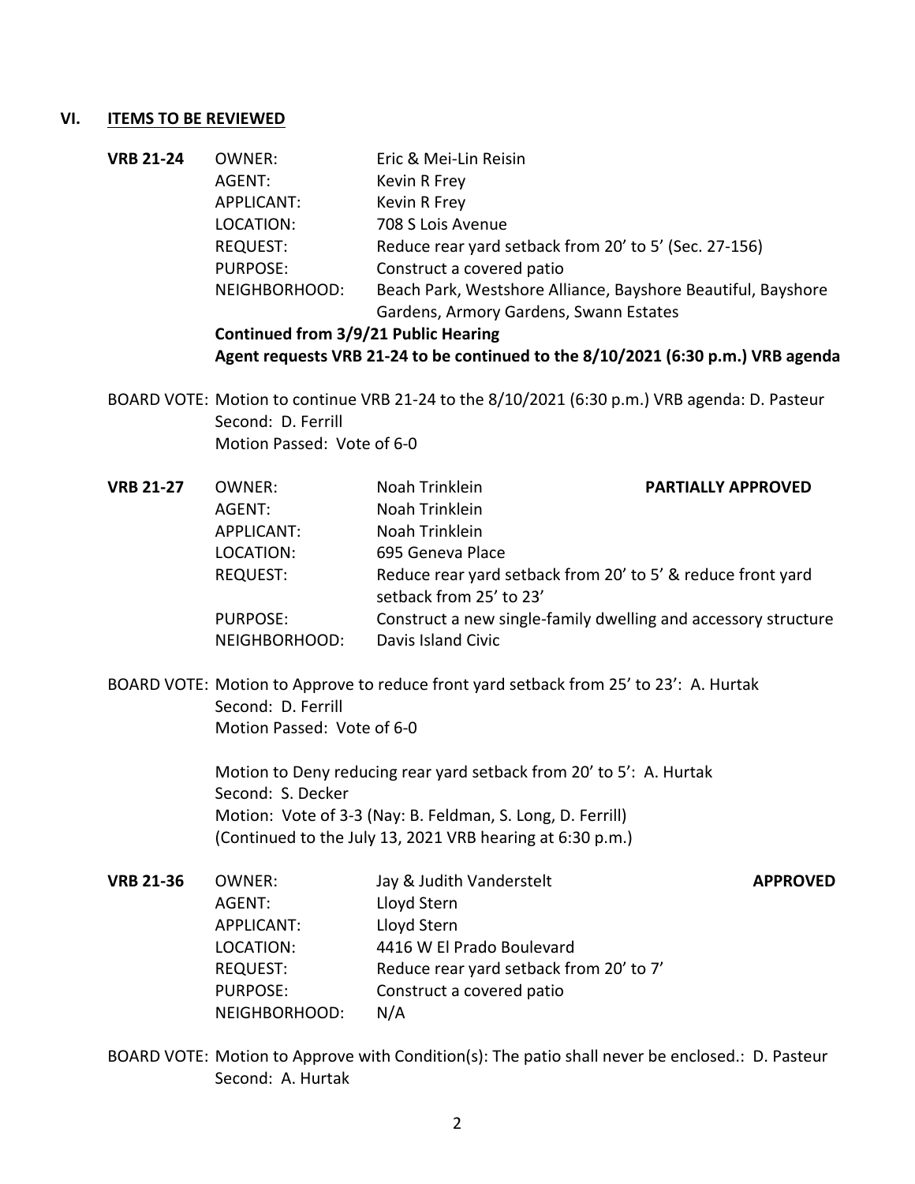## VI. ITEMS TO BE REVIEWED

**VRB 21-24**

| | |
|---|---|
| OWNER: | Eric & Mei-Lin Reisin |
| AGENT: | Kevin R Frey |
| APPLICANT: | Kevin R Frey |
| LOCATION: | 708 S Lois Avenue |
| REQUEST: | Reduce rear yard setback from 20' to 5' (Sec. 27-156) |
| PURPOSE: | Construct a covered patio |
| NEIGHBORHOOD: | Beach Park, Westshore Alliance, Bayshore Beautiful, Bayshore Gardens, Armory Gardens, Swann Estates |

**Continued from 3/9/21 Public Hearing**
**Agent requests VRB 21-24 to be continued to the 8/10/2021 (6:30 p.m.) VRB agenda**

BOARD VOTE: Motion to continue VRB 21-24 to the 8/10/2021 (6:30 p.m.) VRB agenda: D. Pasteur
Second: D. Ferrill
Motion Passed: Vote of 6-0

**VRB 21-27** — **PARTIALLY APPROVED**

| | |
|---|---|
| OWNER: | Noah Trinklein |
| AGENT: | Noah Trinklein |
| APPLICANT: | Noah Trinklein |
| LOCATION: | 695 Geneva Place |
| REQUEST: | Reduce rear yard setback from 20' to 5' & reduce front yard setback from 25' to 23' |
| PURPOSE: | Construct a new single-family dwelling and accessory structure |
| NEIGHBORHOOD: | Davis Island Civic |

BOARD VOTE: Motion to Approve to reduce front yard setback from 25' to 23': A. Hurtak
Second: D. Ferrill
Motion Passed: Vote of 6-0

Motion to Deny reducing rear yard setback from 20' to 5': A. Hurtak
Second: S. Decker
Motion: Vote of 3-3 (Nay: B. Feldman, S. Long, D. Ferrill)
(Continued to the July 13, 2021 VRB hearing at 6:30 p.m.)

**VRB 21-36** — **APPROVED**

| | |
|---|---|
| OWNER: | Jay & Judith Vanderstelt |
| AGENT: | Lloyd Stern |
| APPLICANT: | Lloyd Stern |
| LOCATION: | 4416 W El Prado Boulevard |
| REQUEST: | Reduce rear yard setback from 20' to 7' |
| PURPOSE: | Construct a covered patio |
| NEIGHBORHOOD: | N/A |

BOARD VOTE: Motion to Approve with Condition(s): The patio shall never be enclosed.: D. Pasteur
Second: A. Hurtak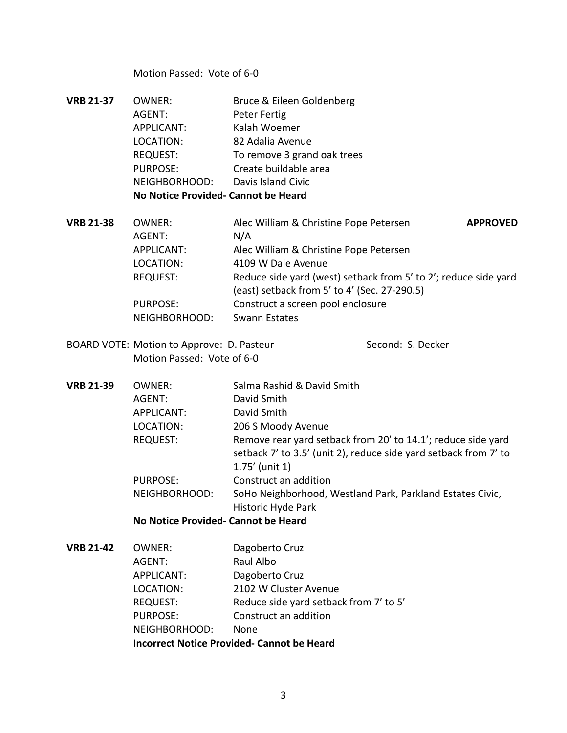Motion Passed: Vote of 6-0

**VRB 21-37**

| | |
|---|---|
| OWNER: | Bruce & Eileen Goldenberg |
| AGENT: | Peter Fertig |
| APPLICANT: | Kalah Woemer |
| LOCATION: | 82 Adalia Avenue |
| REQUEST: | To remove 3 grand oak trees |
| PURPOSE: | Create buildable area |
| NEIGHBORHOOD: | Davis Island Civic |

**No Notice Provided- Cannot be Heard**

**VRB 21-38** **APPROVED**

| | |
|---|---|
| OWNER: | Alec William & Christine Pope Petersen |
| AGENT: | N/A |
| APPLICANT: | Alec William & Christine Pope Petersen |
| LOCATION: | 4109 W Dale Avenue |
| REQUEST: | Reduce side yard (west) setback from 5' to 2'; reduce side yard (east) setback from 5' to 4' (Sec. 27-290.5) |
| PURPOSE: | Construct a screen pool enclosure |
| NEIGHBORHOOD: | Swann Estates |

BOARD VOTE: Motion to Approve: D. Pasteur Second: S. Decker
Motion Passed: Vote of 6-0

**VRB 21-39**

| | |
|---|---|
| OWNER: | Salma Rashid & David Smith |
| AGENT: | David Smith |
| APPLICANT: | David Smith |
| LOCATION: | 206 S Moody Avenue |
| REQUEST: | Remove rear yard setback from 20' to 14.1'; reduce side yard setback 7' to 3.5' (unit 2), reduce side yard setback from 7' to 1.75' (unit 1) |
| PURPOSE: | Construct an addition |
| NEIGHBORHOOD: | SoHo Neighborhood, Westland Park, Parkland Estates Civic, Historic Hyde Park |

**No Notice Provided- Cannot be Heard**

**VRB 21-42**

| | |
|---|---|
| OWNER: | Dagoberto Cruz |
| AGENT: | Raul Albo |
| APPLICANT: | Dagoberto Cruz |
| LOCATION: | 2102 W Cluster Avenue |
| REQUEST: | Reduce side yard setback from 7' to 5' |
| PURPOSE: | Construct an addition |
| NEIGHBORHOOD: | None |

**Incorrect Notice Provided- Cannot be Heard**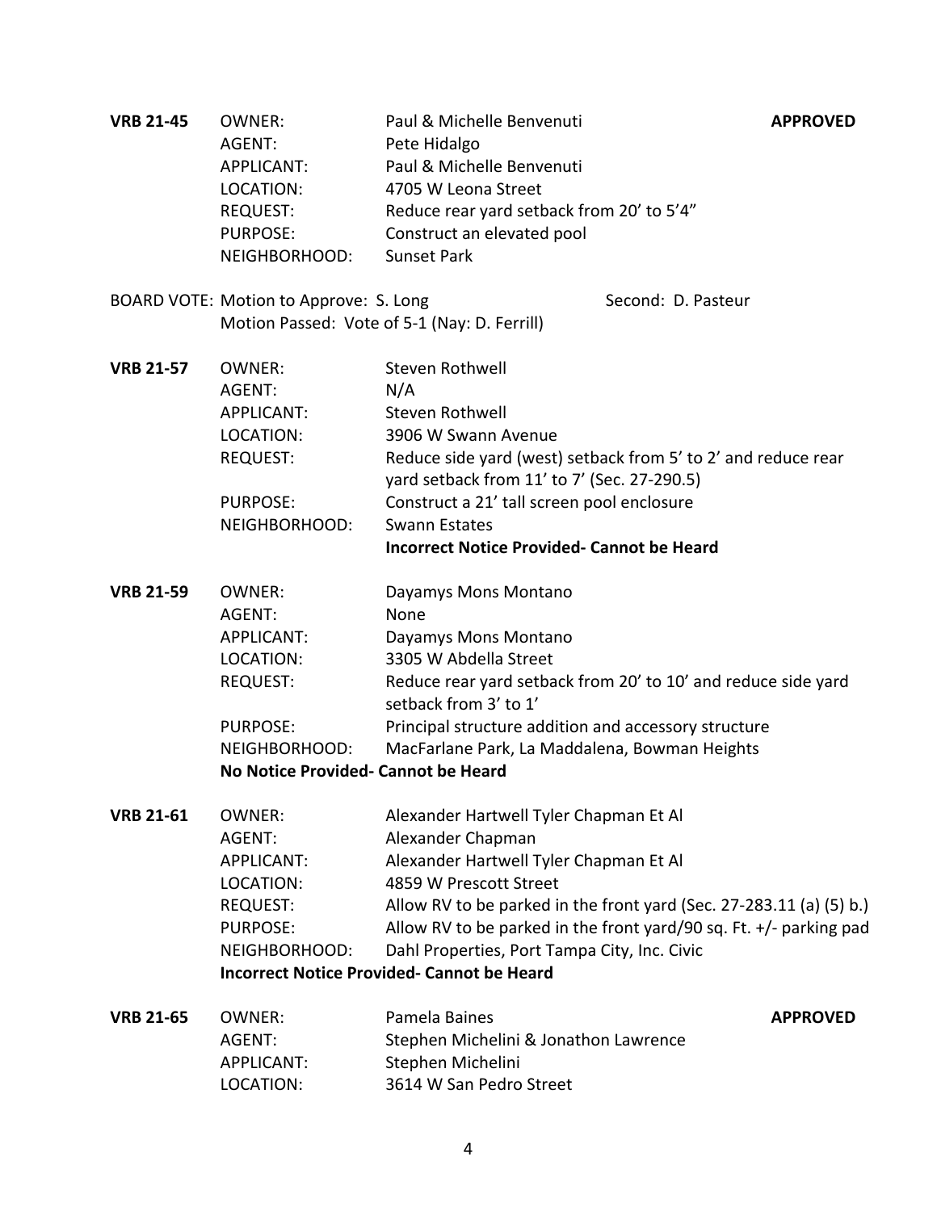**VRB 21-45** | OWNER: Paul & Michelle Benvenuti **APPROVED**
AGENT: Pete Hidalgo
APPLICANT: Paul & Michelle Benvenuti
LOCATION: 4705 W Leona Street
REQUEST: Reduce rear yard setback from 20' to 5'4"
PURPOSE: Construct an elevated pool
NEIGHBORHOOD: Sunset Park

BOARD VOTE: Motion to Approve: S. Long Second: D. Pasteur
Motion Passed: Vote of 5-1 (Nay: D. Ferrill)

**VRB 21-57** | OWNER: Steven Rothwell
AGENT: N/A
APPLICANT: Steven Rothwell
LOCATION: 3906 W Swann Avenue
REQUEST: Reduce side yard (west) setback from 5' to 2' and reduce rear yard setback from 11' to 7' (Sec. 27-290.5)
PURPOSE: Construct a 21' tall screen pool enclosure
NEIGHBORHOOD: Swann Estates
**Incorrect Notice Provided- Cannot be Heard**

**VRB 21-59** | OWNER: Dayamys Mons Montano
AGENT: None
APPLICANT: Dayamys Mons Montano
LOCATION: 3305 W Abdella Street
REQUEST: Reduce rear yard setback from 20' to 10' and reduce side yard setback from 3' to 1'
PURPOSE: Principal structure addition and accessory structure
NEIGHBORHOOD: MacFarlane Park, La Maddalena, Bowman Heights
**No Notice Provided- Cannot be Heard**

**VRB 21-61** | OWNER: Alexander Hartwell Tyler Chapman Et Al
AGENT: Alexander Chapman
APPLICANT: Alexander Hartwell Tyler Chapman Et Al
LOCATION: 4859 W Prescott Street
REQUEST: Allow RV to be parked in the front yard (Sec. 27-283.11 (a) (5) b.)
PURPOSE: Allow RV to be parked in the front yard/90 sq. Ft. +/- parking pad
NEIGHBORHOOD: Dahl Properties, Port Tampa City, Inc. Civic
**Incorrect Notice Provided- Cannot be Heard**

**VRB 21-65** | OWNER: Pamela Baines **APPROVED**
AGENT: Stephen Michelini & Jonathon Lawrence
APPLICANT: Stephen Michelini
LOCATION: 3614 W San Pedro Street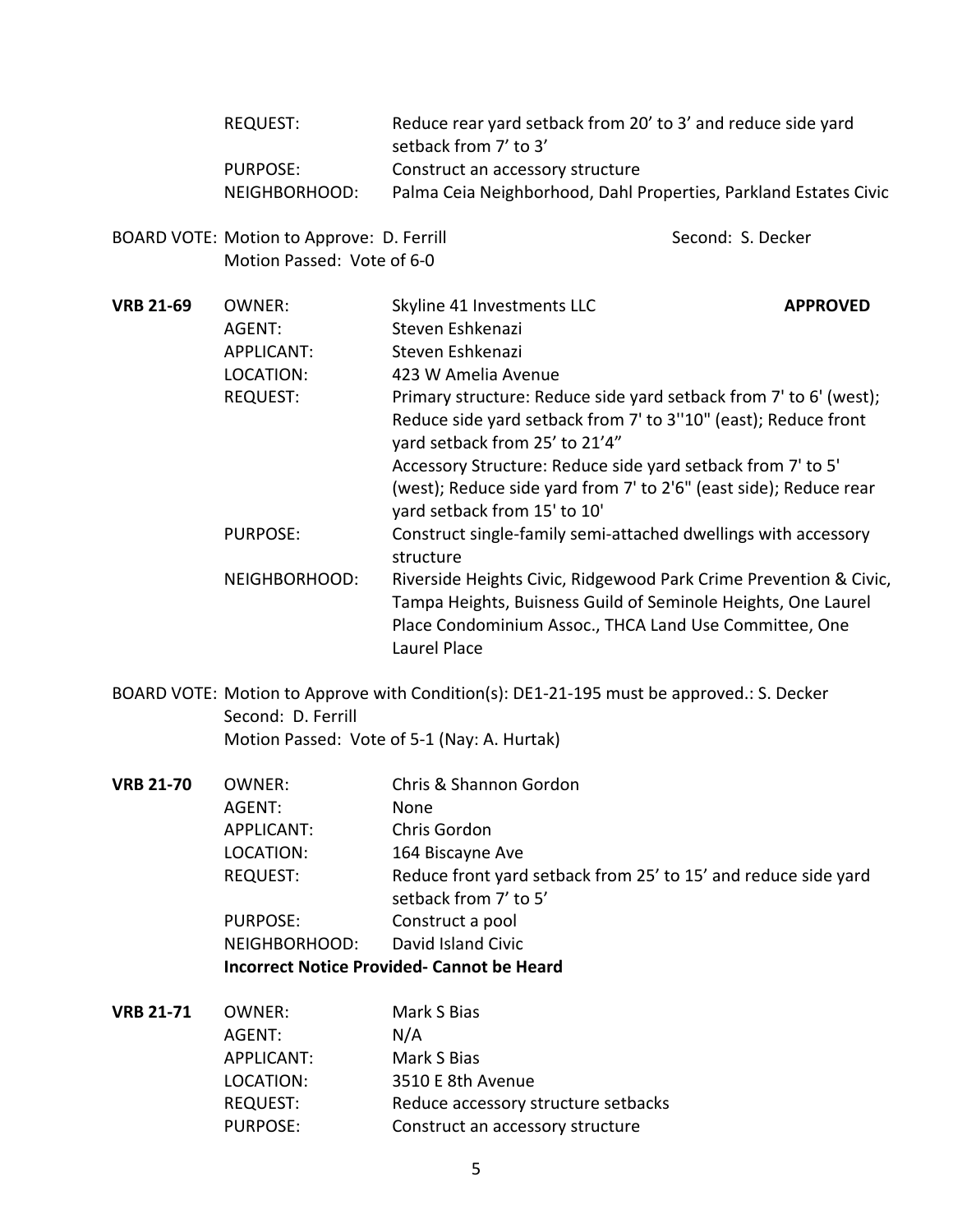| | | |
|---|---|---|
| REQUEST: | Reduce rear yard setback from 20' to 3' and reduce side yard setback from 7' to 3' | |
| PURPOSE: | Construct an accessory structure | |
| NEIGHBORHOOD: | Palma Ceia Neighborhood, Dahl Properties, Parkland Estates Civic | |

BOARD VOTE: Motion to Approve: D. Ferrill Second: S. Decker
Motion Passed: Vote of 6-0

**VRB 21-69**

| | | |
|---|---|---|
| OWNER: | Skyline 41 Investments LLC | **APPROVED** |
| AGENT: | Steven Eshkenazi | |
| APPLICANT: | Steven Eshkenazi | |
| LOCATION: | 423 W Amelia Avenue | |
| REQUEST: | Primary structure: Reduce side yard setback from 7' to 6' (west); Reduce side yard setback from 7' to 3''10" (east); Reduce front yard setback from 25' to 21'4" Accessory Structure: Reduce side yard setback from 7' to 5' (west); Reduce side yard from 7' to 2'6" (east side); Reduce rear yard setback from 15' to 10' | |
| PURPOSE: | Construct single-family semi-attached dwellings with accessory structure | |
| NEIGHBORHOOD: | Riverside Heights Civic, Ridgewood Park Crime Prevention & Civic, Tampa Heights, Buisness Guild of Seminole Heights, One Laurel Place Condominium Assoc., THCA Land Use Committee, One Laurel Place | |

BOARD VOTE: Motion to Approve with Condition(s): DE1-21-195 must be approved.: S. Decker
Second: D. Ferrill
Motion Passed: Vote of 5-1 (Nay: A. Hurtak)

**VRB 21-70**

| | |
|---|---|
| OWNER: | Chris & Shannon Gordon |
| AGENT: | None |
| APPLICANT: | Chris Gordon |
| LOCATION: | 164 Biscayne Ave |
| REQUEST: | Reduce front yard setback from 25' to 15' and reduce side yard setback from 7' to 5' |
| PURPOSE: | Construct a pool |
| NEIGHBORHOOD: | David Island Civic |

**Incorrect Notice Provided- Cannot be Heard**

**VRB 21-71**

| | |
|---|---|
| OWNER: | Mark S Bias |
| AGENT: | N/A |
| APPLICANT: | Mark S Bias |
| LOCATION: | 3510 E 8th Avenue |
| REQUEST: | Reduce accessory structure setbacks |
| PURPOSE: | Construct an accessory structure |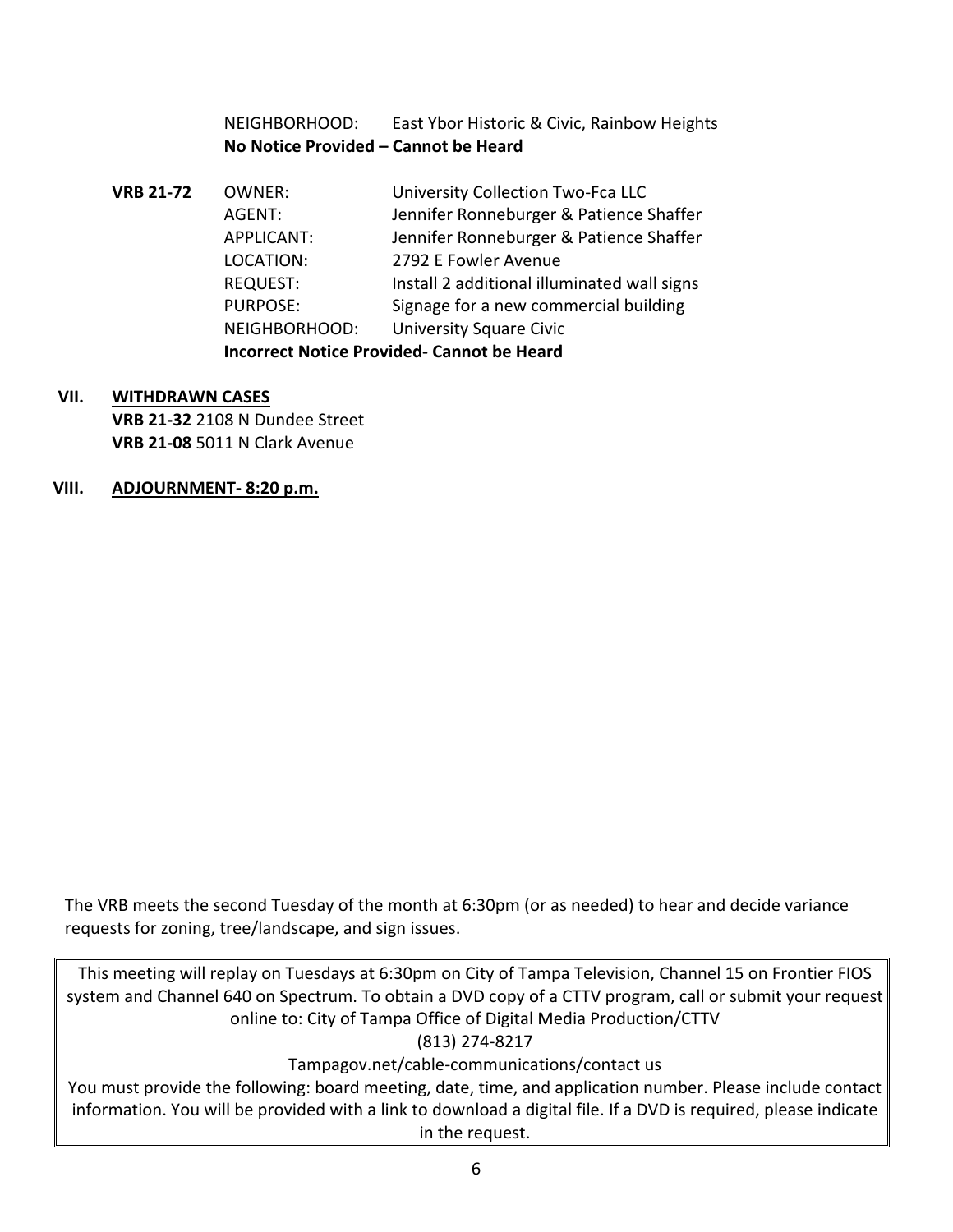NEIGHBORHOOD: East Ybor Historic & Civic, Rainbow Heights
**No Notice Provided – Cannot be Heard**

**VRB 21-72**

| | |
|---|---|
| OWNER: | University Collection Two-Fca LLC |
| AGENT: | Jennifer Ronneburger & Patience Shaffer |
| APPLICANT: | Jennifer Ronneburger & Patience Shaffer |
| LOCATION: | 2792 E Fowler Avenue |
| REQUEST: | Install 2 additional illuminated wall signs |
| PURPOSE: | Signage for a new commercial building |
| NEIGHBORHOOD: | University Square Civic |

**Incorrect Notice Provided- Cannot be Heard**

## VII. WITHDRAWN CASES

**VRB 21-32** 2108 N Dundee Street
**VRB 21-08** 5011 N Clark Avenue

## VIII. ADJOURNMENT- 8:20 p.m.

The VRB meets the second Tuesday of the month at 6:30pm (or as needed) to hear and decide variance requests for zoning, tree/landscape, and sign issues.

This meeting will replay on Tuesdays at 6:30pm on City of Tampa Television, Channel 15 on Frontier FIOS system and Channel 640 on Spectrum. To obtain a DVD copy of a CTTV program, call or submit your request online to: City of Tampa Office of Digital Media Production/CTTV
(813) 274-8217
Tampagov.net/cable-communications/contact us
You must provide the following: board meeting, date, time, and application number. Please include contact information. You will be provided with a link to download a digital file. If a DVD is required, please indicate in the request.